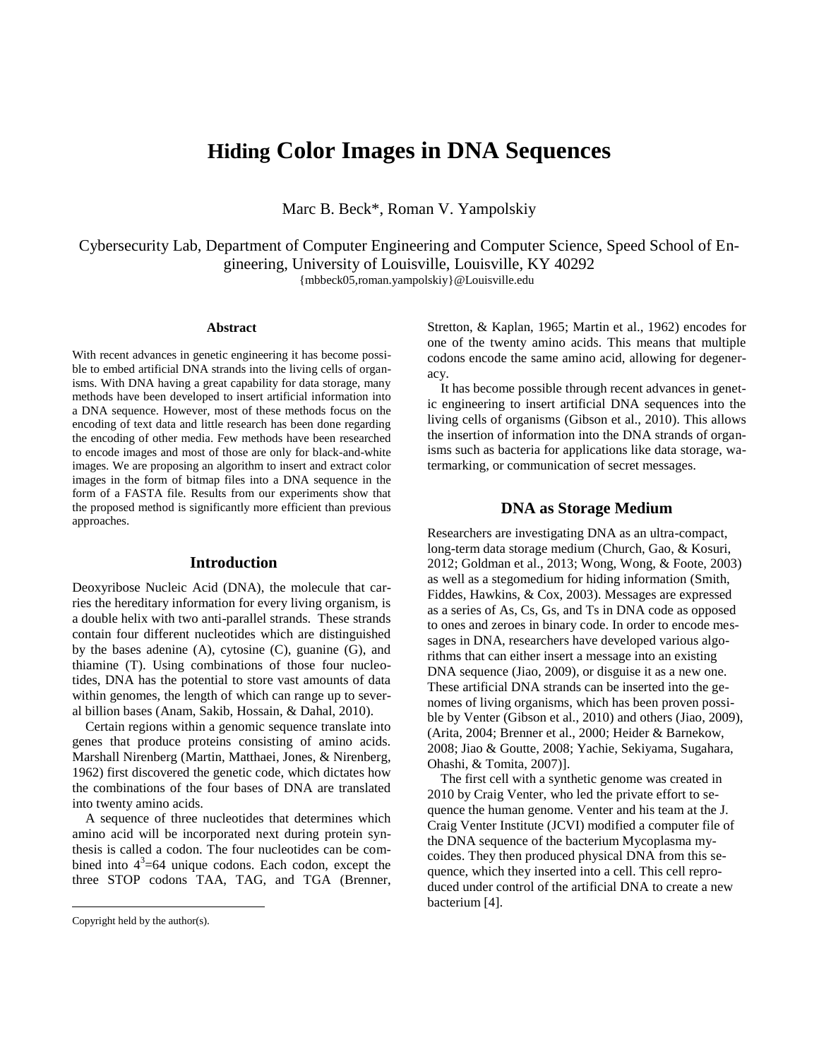# Hiding Color Images in DNA Sequences

Marc B. Beck*, Roman V. Yampolskiy

Cybersecurity Lab, Department of Computer Engineering and Computer Science, Speed School of Engineering, University of Louisville, Louisville, KY 40292
{mbbeck05,roman.yampolskiy}@Louisville.edu

### Abstract

With recent advances in genetic engineering it has become possible to embed artificial DNA strands into the living cells of organisms. With DNA having a great capability for data storage, many methods have been developed to insert artificial information into a DNA sequence. However, most of these methods focus on the encoding of text data and little research has been done regarding the encoding of other media. Few methods have been researched to encode images and most of those are only for black-and-white images. We are proposing an algorithm to insert and extract color images in the form of bitmap files into a DNA sequence in the form of a FASTA file. Results from our experiments show that the proposed method is significantly more efficient than previous approaches.

## Introduction

Deoxyribose Nucleic Acid (DNA), the molecule that carries the hereditary information for every living organism, is a double helix with two anti-parallel strands. These strands contain four different nucleotides which are distinguished by the bases adenine (A), cytosine (C), guanine (G), and thiamine (T). Using combinations of those four nucleotides, DNA has the potential to store vast amounts of data within genomes, the length of which can range up to several billion bases (Anam, Sakib, Hossain, & Dahal, 2010).

Certain regions within a genomic sequence translate into genes that produce proteins consisting of amino acids. Marshall Nirenberg (Martin, Matthaei, Jones, & Nirenberg, 1962) first discovered the genetic code, which dictates how the combinations of the four bases of DNA are translated into twenty amino acids.

A sequence of three nucleotides that determines which amino acid will be incorporated next during protein synthesis is called a codon. The four nucleotides can be combined into $4^3$=64 unique codons. Each codon, except the three STOP codons TAA, TAG, and TGA (Brenner, Stretton, & Kaplan, 1965; Martin et al., 1962) encodes for one of the twenty amino acids. This means that multiple codons encode the same amino acid, allowing for degeneracy.

It has become possible through recent advances in genetic engineering to insert artificial DNA sequences into the living cells of organisms (Gibson et al., 2010). This allows the insertion of information into the DNA strands of organisms such as bacteria for applications like data storage, watermarking, or communication of secret messages.

## DNA as Storage Medium

Researchers are investigating DNA as an ultra-compact, long-term data storage medium (Church, Gao, & Kosuri, 2012; Goldman et al., 2013; Wong, Wong, & Foote, 2003) as well as a stegomedium for hiding information (Smith, Fiddes, Hawkins, & Cox, 2003). Messages are expressed as a series of As, Cs, Gs, and Ts in DNA code as opposed to ones and zeroes in binary code. In order to encode messages in DNA, researchers have developed various algorithms that can either insert a message into an existing DNA sequence (Jiao, 2009), or disguise it as a new one. These artificial DNA strands can be inserted into the genomes of living organisms, which has been proven possible by Venter (Gibson et al., 2010) and others (Jiao, 2009), (Arita, 2004; Brenner et al., 2000; Heider & Barnekow, 2008; Jiao & Goutte, 2008; Yachie, Sekiyama, Sugahara, Ohashi, & Tomita, 2007)].

The first cell with a synthetic genome was created in 2010 by Craig Venter, who led the private effort to sequence the human genome. Venter and his team at the J. Craig Venter Institute (JCVI) modified a computer file of the DNA sequence of the bacterium Mycoplasma mycoides. They then produced physical DNA from this sequence, which they inserted into a cell. This cell reproduced under control of the artificial DNA to create a new bacterium [4].

Copyright held by the author(s).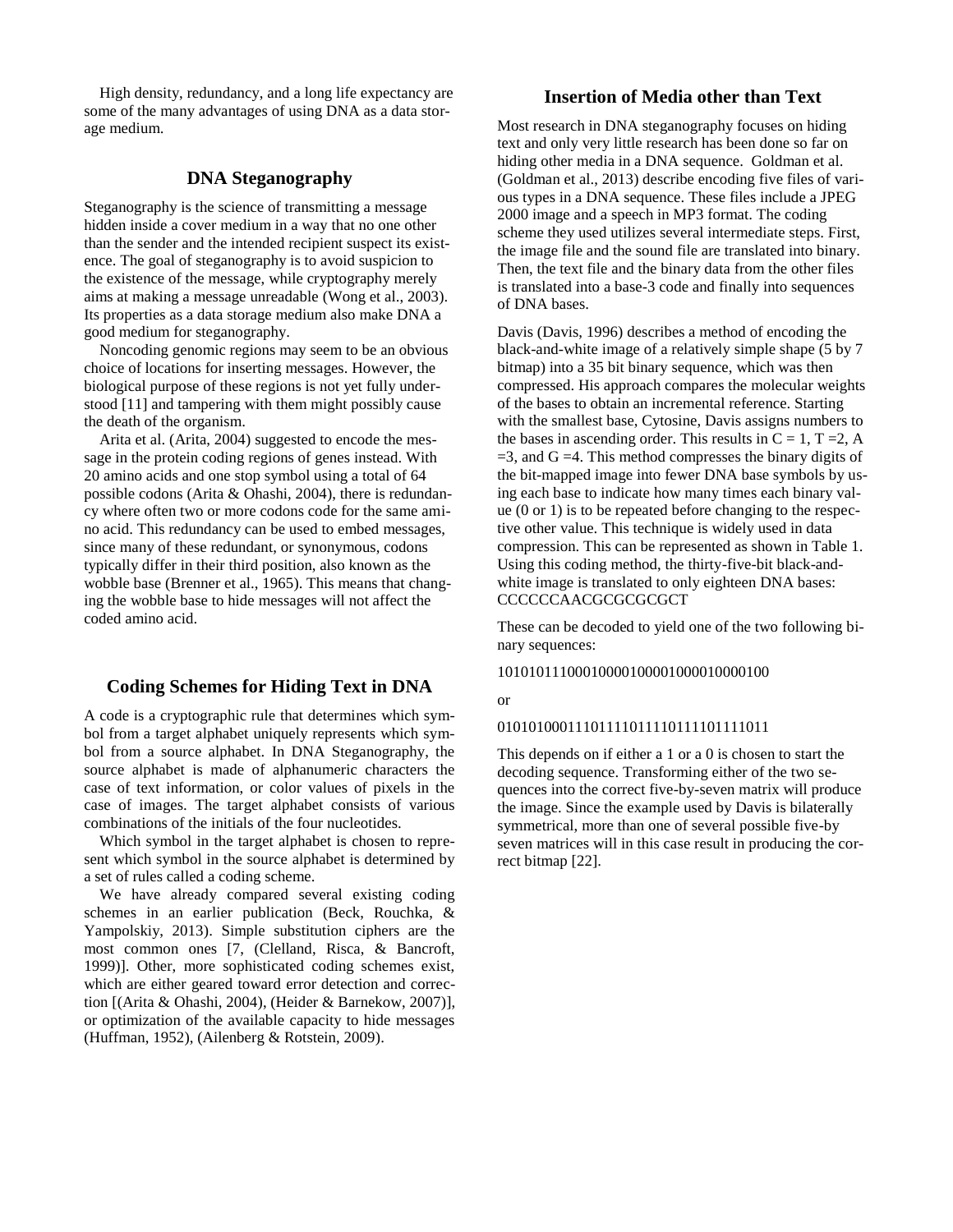High density, redundancy, and a long life expectancy are some of the many advantages of using DNA as a data storage medium.

## DNA Steganography

Steganography is the science of transmitting a message hidden inside a cover medium in a way that no one other than the sender and the intended recipient suspect its existence. The goal of steganography is to avoid suspicion to the existence of the message, while cryptography merely aims at making a message unreadable (Wong et al., 2003). Its properties as a data storage medium also make DNA a good medium for steganography.

Noncoding genomic regions may seem to be an obvious choice of locations for inserting messages. However, the biological purpose of these regions is not yet fully understood [11] and tampering with them might possibly cause the death of the organism.

Arita et al. (Arita, 2004) suggested to encode the message in the protein coding regions of genes instead. With 20 amino acids and one stop symbol using a total of 64 possible codons (Arita & Ohashi, 2004), there is redundancy where often two or more codons code for the same amino acid. This redundancy can be used to embed messages, since many of these redundant, or synonymous, codons typically differ in their third position, also known as the wobble base (Brenner et al., 1965). This means that changing the wobble base to hide messages will not affect the coded amino acid.

## Coding Schemes for Hiding Text in DNA

A code is a cryptographic rule that determines which symbol from a target alphabet uniquely represents which symbol from a source alphabet. In DNA Steganography, the source alphabet is made of alphanumeric characters the case of text information, or color values of pixels in the case of images. The target alphabet consists of various combinations of the initials of the four nucleotides.

Which symbol in the target alphabet is chosen to represent which symbol in the source alphabet is determined by a set of rules called a coding scheme.

We have already compared several existing coding schemes in an earlier publication (Beck, Rouchka, & Yampolskiy, 2013). Simple substitution ciphers are the most common ones [7, (Clelland, Risca, & Bancroft, 1999)]. Other, more sophisticated coding schemes exist, which are either geared toward error detection and correction [(Arita & Ohashi, 2004), (Heider & Barnekow, 2007)], or optimization of the available capacity to hide messages (Huffman, 1952), (Ailenberg & Rotstein, 2009).

## Insertion of Media other than Text

Most research in DNA steganography focuses on hiding text and only very little research has been done so far on hiding other media in a DNA sequence. Goldman et al. (Goldman et al., 2013) describe encoding five files of various types in a DNA sequence. These files include a JPEG 2000 image and a speech in MP3 format. The coding scheme they used utilizes several intermediate steps. First, the image file and the sound file are translated into binary. Then, the text file and the binary data from the other files is translated into a base-3 code and finally into sequences of DNA bases.

Davis (Davis, 1996) describes a method of encoding the black-and-white image of a relatively simple shape (5 by 7 bitmap) into a 35 bit binary sequence, which was then compressed. His approach compares the molecular weights of the bases to obtain an incremental reference. Starting with the smallest base, Cytosine, Davis assigns numbers to the bases in ascending order. This results in C = 1, T =2, A =3, and G =4. This method compresses the binary digits of the bit-mapped image into fewer DNA base symbols by using each base to indicate how many times each binary value (0 or 1) is to be repeated before changing to the respective other value. This technique is widely used in data compression. This can be represented as shown in Table 1. Using this coding method, the thirty-five-bit black-and-white image is translated to only eighteen DNA bases: CCCCCCAACGCGCGCGCT

These can be decoded to yield one of the two following binary sequences:

10101011100010000100001000010000100

or

01010100011101111011110111101111011

This depends on if either a 1 or a 0 is chosen to start the decoding sequence. Transforming either of the two sequences into the correct five-by-seven matrix will produce the image. Since the example used by Davis is bilaterally symmetrical, more than one of several possible five-by seven matrices will in this case result in producing the correct bitmap [22].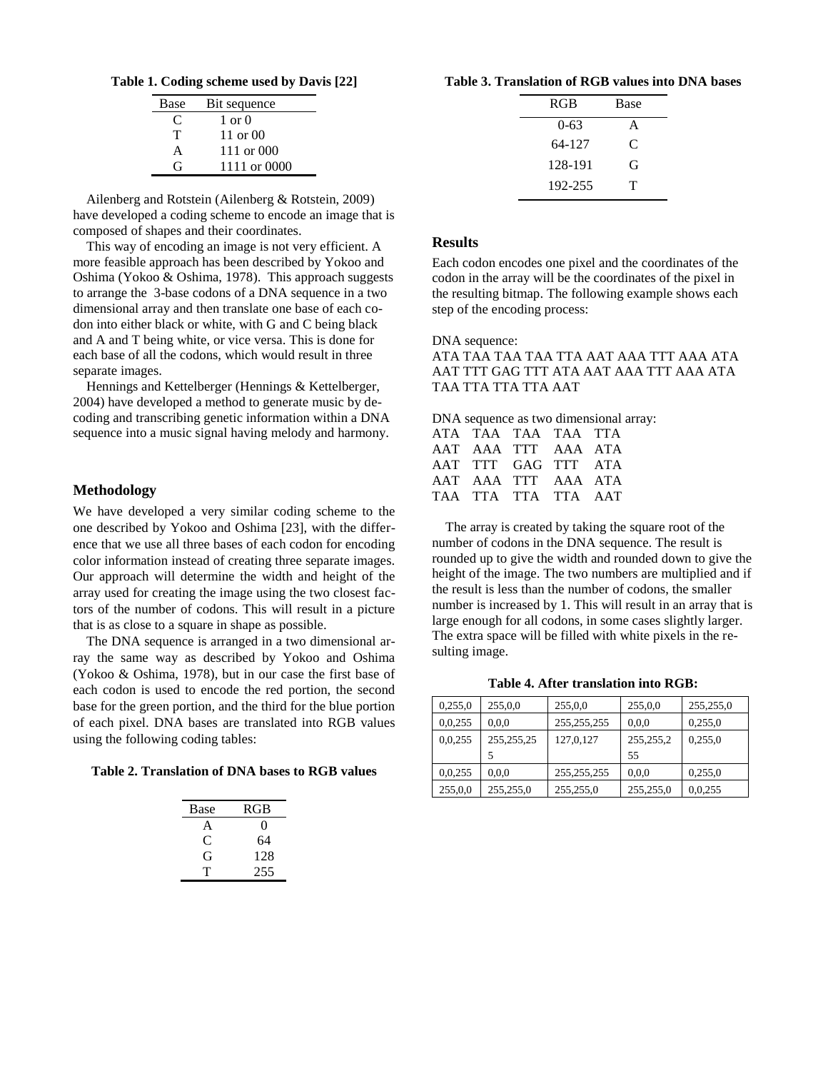**Table 1. Coding scheme used by Davis [22]**

| Base | Bit sequence |
|---|---|
| C | 1 or 0 |
| T | 11 or 00 |
| A | 111 or 000 |
| G | 1111 or 0000 |

Ailenberg and Rotstein (Ailenberg & Rotstein, 2009) have developed a coding scheme to encode an image that is composed of shapes and their coordinates.

This way of encoding an image is not very efficient. A more feasible approach has been described by Yokoo and Oshima (Yokoo & Oshima, 1978). This approach suggests to arrange the 3-base codons of a DNA sequence in a two dimensional array and then translate one base of each codon into either black or white, with G and C being black and A and T being white, or vice versa. This is done for each base of all the codons, which would result in three separate images.

Hennings and Kettelberger (Hennings & Kettelberger, 2004) have developed a method to generate music by decoding and transcribing genetic information within a DNA sequence into a music signal having melody and harmony.

## Methodology

We have developed a very similar coding scheme to the one described by Yokoo and Oshima [23], with the difference that we use all three bases of each codon for encoding color information instead of creating three separate images. Our approach will determine the width and height of the array used for creating the image using the two closest factors of the number of codons. This will result in a picture that is as close to a square in shape as possible.

The DNA sequence is arranged in a two dimensional array the same way as described by Yokoo and Oshima (Yokoo & Oshima, 1978), but in our case the first base of each codon is used to encode the red portion, the second base for the green portion, and the third for the blue portion of each pixel. DNA bases are translated into RGB values using the following coding tables:

**Table 2. Translation of DNA bases to RGB values**

| Base | RGB |
|---|---|
| A | 0 |
| C | 64 |
| G | 128 |
| T | 255 |

**Table 3. Translation of RGB values into DNA bases**

| RGB | Base |
|---|---|
| 0-63 | A |
| 64-127 | C |
| 128-191 | G |
| 192-255 | T |

## Results

Each codon encodes one pixel and the coordinates of the codon in the array will be the coordinates of the pixel in the resulting bitmap. The following example shows each step of the encoding process:

DNA sequence:
ATA TAA TAA TAA TTA AAT AAA TTT AAA ATA AAT TTT GAG TTT ATA AAT AAA TTT AAA ATA TAA TTA TTA TTA AAT

DNA sequence as two dimensional array:

```
ATA  TAA  TAA  TAA  TTA
AAT  AAA  TTT  AAA  ATA
AAT  TTT  GAG  TTT  ATA
AAT  AAA  TTT  AAA  ATA
TAA  TTA  TTA  TTA  AAT
```

The array is created by taking the square root of the number of codons in the DNA sequence. The result is rounded up to give the width and rounded down to give the height of the image. The two numbers are multiplied and if the result is less than the number of codons, the smaller number is increased by 1. This will result in an array that is large enough for all codons, in some cases slightly larger. The extra space will be filled with white pixels in the resulting image.

**Table 4. After translation into RGB:**

| 0,255,0 | 255,0,0 | 255,0,0 | 255,0,0 | 255,255,0 |
|---|---|---|---|---|
| 0,0,255 | 0,0,0 | 255,255,255 | 0,0,0 | 0,255,0 |
| 0,0,255 | 255,255,255 | 127,0,127 | 255,255,255 | 0,255,0 |
| 0,0,255 | 0,0,0 | 255,255,255 | 0,0,0 | 0,255,0 |
| 255,0,0 | 255,255,0 | 255,255,0 | 255,255,0 | 0,0,255 |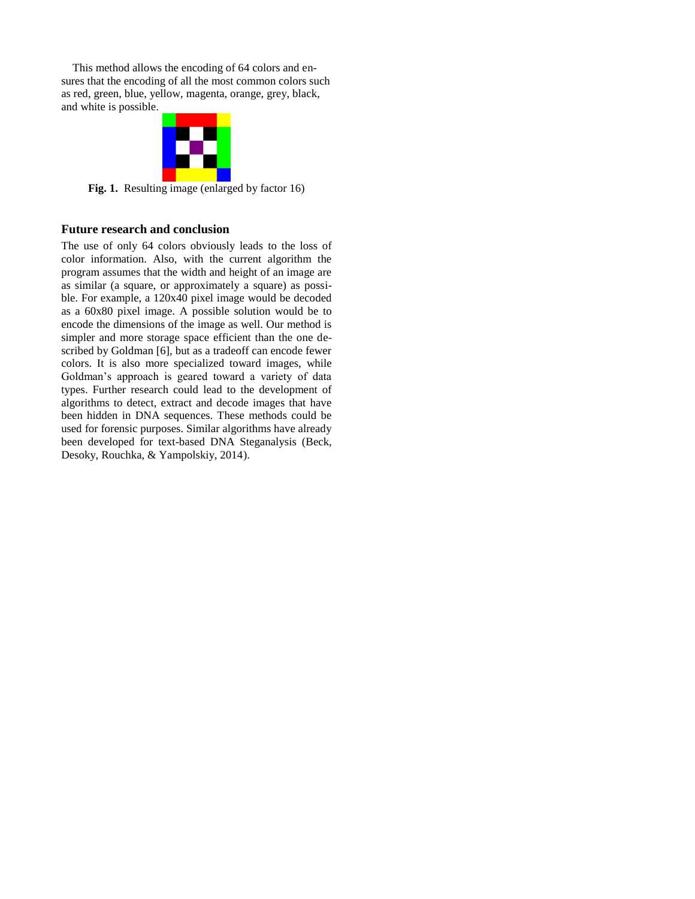This method allows the encoding of 64 colors and ensures that the encoding of all the most common colors such as red, green, blue, yellow, magenta, orange, grey, black, and white is possible.

**Fig. 1.** Resulting image (enlarged by factor 16)

## Future research and conclusion

The use of only 64 colors obviously leads to the loss of color information. Also, with the current algorithm the program assumes that the width and height of an image are as similar (a square, or approximately a square) as possible. For example, a 120x40 pixel image would be decoded as a 60x80 pixel image. A possible solution would be to encode the dimensions of the image as well. Our method is simpler and more storage space efficient than the one described by Goldman [6], but as a tradeoff can encode fewer colors. It is also more specialized toward images, while Goldman's approach is geared toward a variety of data types. Further research could lead to the development of algorithms to detect, extract and decode images that have been hidden in DNA sequences. These methods could be used for forensic purposes. Similar algorithms have already been developed for text-based DNA Steganalysis (Beck, Desoky, Rouchka, & Yampolskiy, 2014).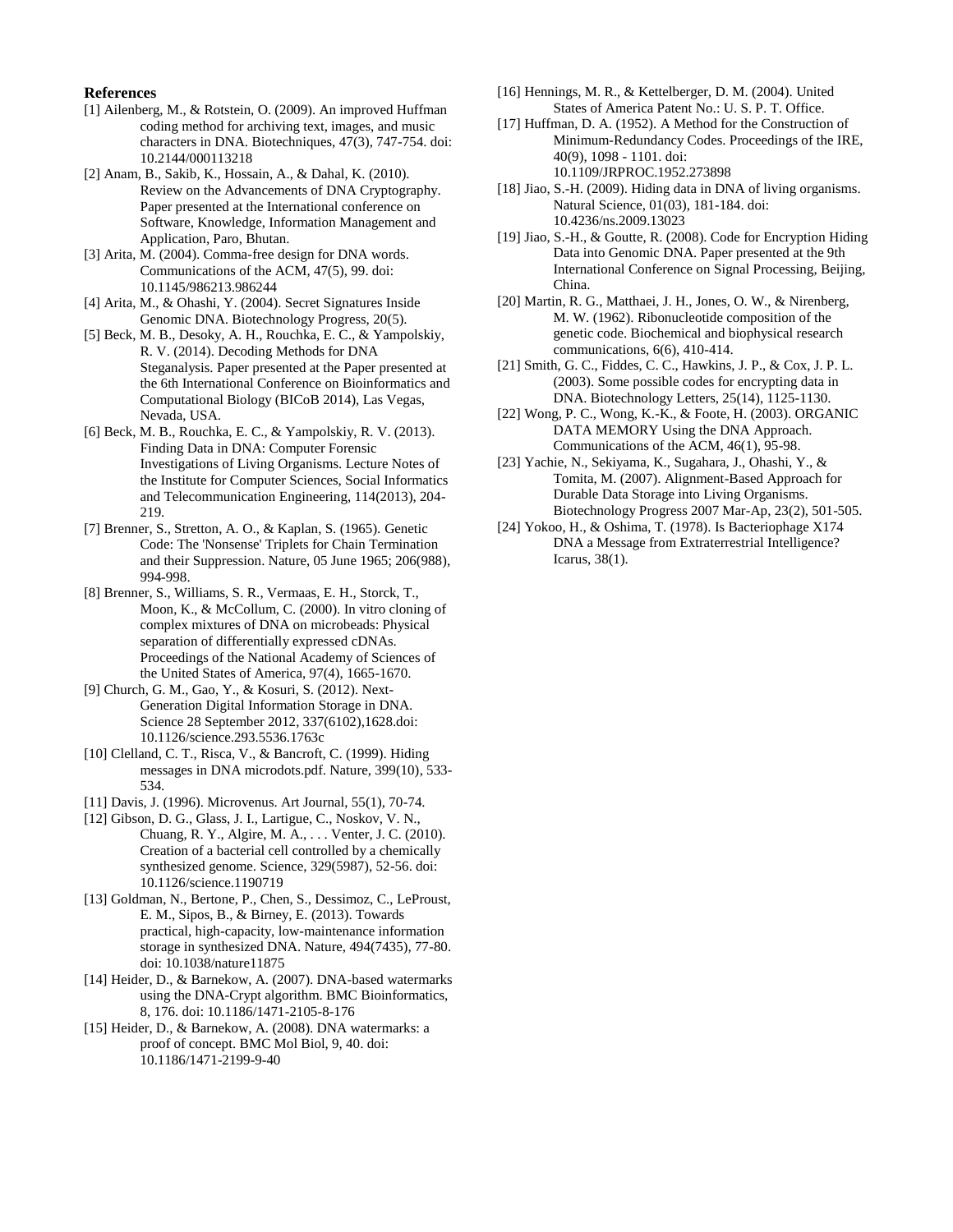### References

[1] Ailenberg, M., & Rotstein, O. (2009). An improved Huffman coding method for archiving text, images, and music characters in DNA. Biotechniques, 47(3), 747-754. doi: 10.2144/000113218

[2] Anam, B., Sakib, K., Hossain, A., & Dahal, K. (2010). Review on the Advancements of DNA Cryptography. Paper presented at the International conference on Software, Knowledge, Information Management and Application, Paro, Bhutan.

[3] Arita, M. (2004). Comma-free design for DNA words. Communications of the ACM, 47(5), 99. doi: 10.1145/986213.986244

[4] Arita, M., & Ohashi, Y. (2004). Secret Signatures Inside Genomic DNA. Biotechnology Progress, 20(5).

[5] Beck, M. B., Desoky, A. H., Rouchka, E. C., & Yampolskiy, R. V. (2014). Decoding Methods for DNA Steganalysis. Paper presented at the Paper presented at the 6th International Conference on Bioinformatics and Computational Biology (BICoB 2014), Las Vegas, Nevada, USA.

[6] Beck, M. B., Rouchka, E. C., & Yampolskiy, R. V. (2013). Finding Data in DNA: Computer Forensic Investigations of Living Organisms. Lecture Notes of the Institute for Computer Sciences, Social Informatics and Telecommunication Engineering, 114(2013), 204-219.

[7] Brenner, S., Stretton, A. O., & Kaplan, S. (1965). Genetic Code: The 'Nonsense' Triplets for Chain Termination and their Suppression. Nature, 05 June 1965; 206(988), 994-998.

[8] Brenner, S., Williams, S. R., Vermaas, E. H., Storck, T., Moon, K., & McCollum, C. (2000). In vitro cloning of complex mixtures of DNA on microbeads: Physical separation of differentially expressed cDNAs. Proceedings of the National Academy of Sciences of the United States of America, 97(4), 1665-1670.

[9] Church, G. M., Gao, Y., & Kosuri, S. (2012). Next-Generation Digital Information Storage in DNA. Science 28 September 2012, 337(6102),1628.doi: 10.1126/science.293.5536.1763c

[10] Clelland, C. T., Risca, V., & Bancroft, C. (1999). Hiding messages in DNA microdots.pdf. Nature, 399(10), 533-534.

[11] Davis, J. (1996). Microvenus. Art Journal, 55(1), 70-74.

[12] Gibson, D. G., Glass, J. I., Lartigue, C., Noskov, V. N., Chuang, R. Y., Algire, M. A., . . . Venter, J. C. (2010). Creation of a bacterial cell controlled by a chemically synthesized genome. Science, 329(5987), 52-56. doi: 10.1126/science.1190719

[13] Goldman, N., Bertone, P., Chen, S., Dessimoz, C., LeProust, E. M., Sipos, B., & Birney, E. (2013). Towards practical, high-capacity, low-maintenance information storage in synthesized DNA. Nature, 494(7435), 77-80. doi: 10.1038/nature11875

[14] Heider, D., & Barnekow, A. (2007). DNA-based watermarks using the DNA-Crypt algorithm. BMC Bioinformatics, 8, 176. doi: 10.1186/1471-2105-8-176

[15] Heider, D., & Barnekow, A. (2008). DNA watermarks: a proof of concept. BMC Mol Biol, 9, 40. doi: 10.1186/1471-2199-9-40

[16] Hennings, M. R., & Kettelberger, D. M. (2004). United States of America Patent No.: U. S. P. T. Office.

[17] Huffman, D. A. (1952). A Method for the Construction of Minimum-Redundancy Codes. Proceedings of the IRE, 40(9), 1098 - 1101. doi: 10.1109/JRPROC.1952.273898

[18] Jiao, S.-H. (2009). Hiding data in DNA of living organisms. Natural Science, 01(03), 181-184. doi: 10.4236/ns.2009.13023

[19] Jiao, S.-H., & Goutte, R. (2008). Code for Encryption Hiding Data into Genomic DNA. Paper presented at the 9th International Conference on Signal Processing, Beijing, China.

[20] Martin, R. G., Matthaei, J. H., Jones, O. W., & Nirenberg, M. W. (1962). Ribonucleotide composition of the genetic code. Biochemical and biophysical research communications, 6(6), 410-414.

[21] Smith, G. C., Fiddes, C. C., Hawkins, J. P., & Cox, J. P. L. (2003). Some possible codes for encrypting data in DNA. Biotechnology Letters, 25(14), 1125-1130.

[22] Wong, P. C., Wong, K.-K., & Foote, H. (2003). ORGANIC DATA MEMORY Using the DNA Approach. Communications of the ACM, 46(1), 95-98.

[23] Yachie, N., Sekiyama, K., Sugahara, J., Ohashi, Y., & Tomita, M. (2007). Alignment-Based Approach for Durable Data Storage into Living Organisms. Biotechnology Progress 2007 Mar-Ap, 23(2), 501-505.

[24] Yokoo, H., & Oshima, T. (1978). Is Bacteriophage X174 DNA a Message from Extraterrestrial Intelligence? Icarus, 38(1).